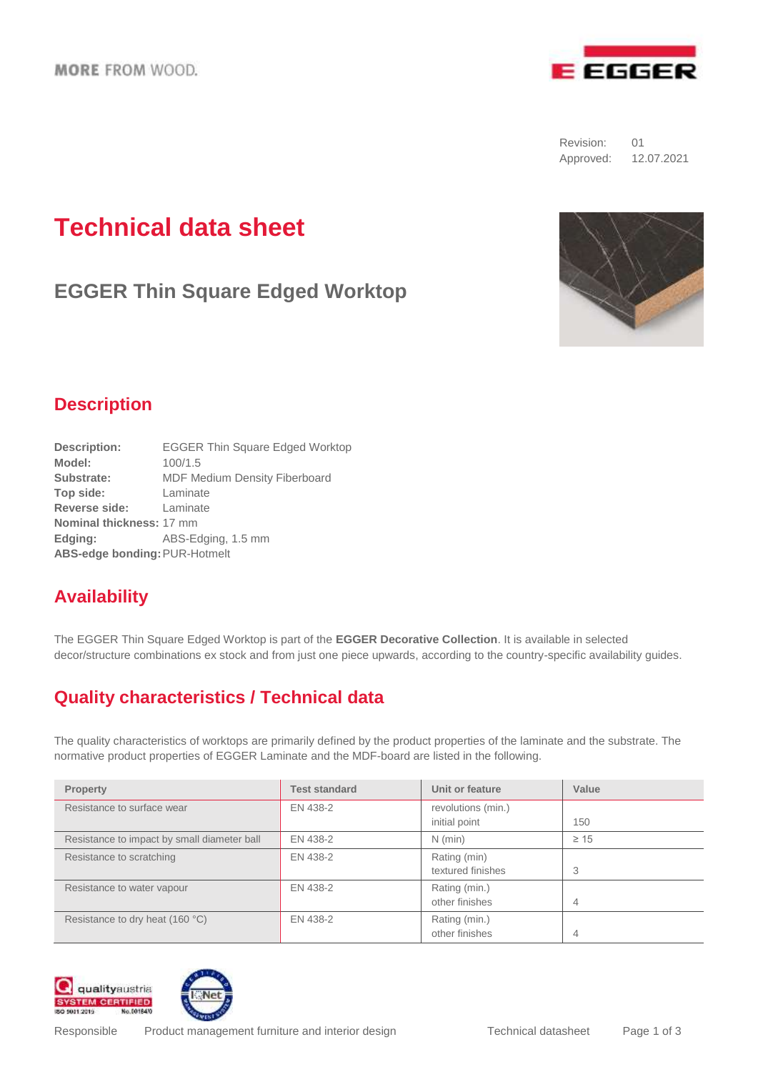MORE FROM WOOD.

Revision: 01
Approved: 12.07.2021

# Technical data sheet

## EGGER Thin Square Edged Worktop

## Description

**Description:** EGGER Thin Square Edged Worktop
**Model:** 100/1.5
**Substrate:** MDF Medium Density Fiberboard
**Top side:** Laminate
**Reverse side:** Laminate
**Nominal thickness:** 17 mm
**Edging:** ABS-Edging, 1.5 mm
**ABS-edge bonding:** PUR-Hotmelt

## Availability

The EGGER Thin Square Edged Worktop is part of the **EGGER Decorative Collection**. It is available in selected decor/structure combinations ex stock and from just one piece upwards, according to the country-specific availability guides.

## Quality characteristics / Technical data

The quality characteristics of worktops are primarily defined by the product properties of the laminate and the substrate. The normative product properties of EGGER Laminate and the MDF-board are listed in the following.

| Property | Test standard | Unit or feature | Value |
|---|---|---|---|
| Resistance to surface wear | EN 438-2 | revolutions (min.) initial point | 150 |
| Resistance to impact by small diameter ball | EN 438-2 | N (min) | ≥ 15 |
| Resistance to scratching | EN 438-2 | Rating (min) textured finishes | 3 |
| Resistance to water vapour | EN 438-2 | Rating (min.) other finishes | 4 |
| Resistance to dry heat (160 °C) | EN 438-2 | Rating (min.) other finishes | 4 |

Responsible Product management furniture and interior design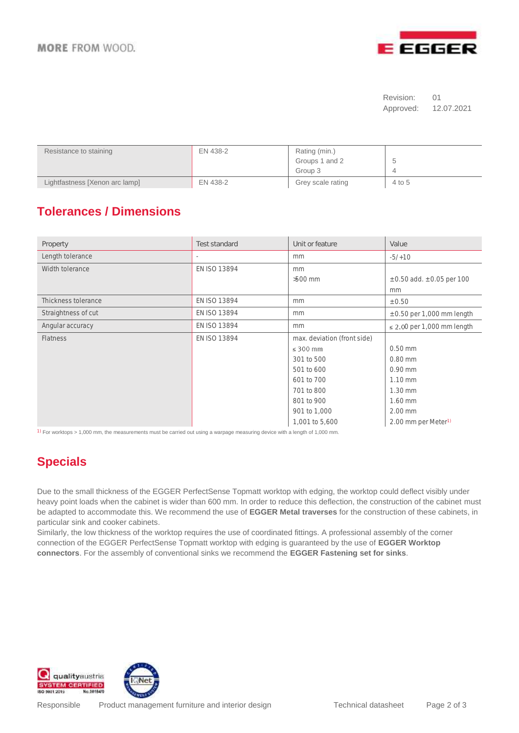Revision: 01
Approved: 12.07.2021

| Resistance to staining | EN 438-2 | Rating (min.)<br>Groups 1 and 2<br>Group 3 | <br>5<br>4 |
|---|---|---|---|
| Lightfastness [Xenon arc lamp] | EN 438-2 | Grey scale rating | 4 to 5 |

## Tolerances / Dimensions

| Property | Test standard | Unit or feature | Value |
|---|---|---|---|
| Length tolerance | - | mm | -5/+10 |
| Width tolerance | EN ISO 13894 | mm<br>>500 mm | <br>±0.50 add. ±0.05 per 100 mm |
| Thickness tolerance | EN ISO 13894 | mm | ±0.50 |
| Straightness of cut | EN ISO 13894 | mm | ±0.50 per 1,000 mm length |
| Angular accuracy | EN ISO 13894 | mm | ≤ 2.00 per 1,000 mm length |
| Flatness | EN ISO 13894 | max. deviation (front side)<br>≤ 300 mm<br>301 to 500<br>501 to 600<br>601 to 700<br>701 to 800<br>801 to 900<br>901 to 1,000<br>1,001 to 5,600 | <br>0.50 mm<br>0.80 mm<br>0.90 mm<br>1.10 mm<br>1.30 mm<br>1.60 mm<br>2.00 mm<br>2.00 mm per Meter[1] |

[1] For worktops > 1,000 mm, the measurements must be carried out using a warpage measuring device with a length of 1,000 mm.

## Specials

Due to the small thickness of the EGGER PerfectSense Topmatt worktop with edging, the worktop could deflect visibly under heavy point loads when the cabinet is wider than 600 mm. In order to reduce this deflection, the construction of the cabinet must be adapted to accommodate this. We recommend the use of **EGGER Metal traverses** for the construction of these cabinets, in particular sink and cooker cabinets.
Similarly, the low thickness of the worktop requires the use of coordinated fittings. A professional assembly of the corner connection of the EGGER PerfectSense Topmatt worktop with edging is guaranteed by the use of **EGGER Worktop connectors**. For the assembly of conventional sinks we recommend the **EGGER Fastening set for sinks**.

Responsible Product management furniture and interior design Technical datasheet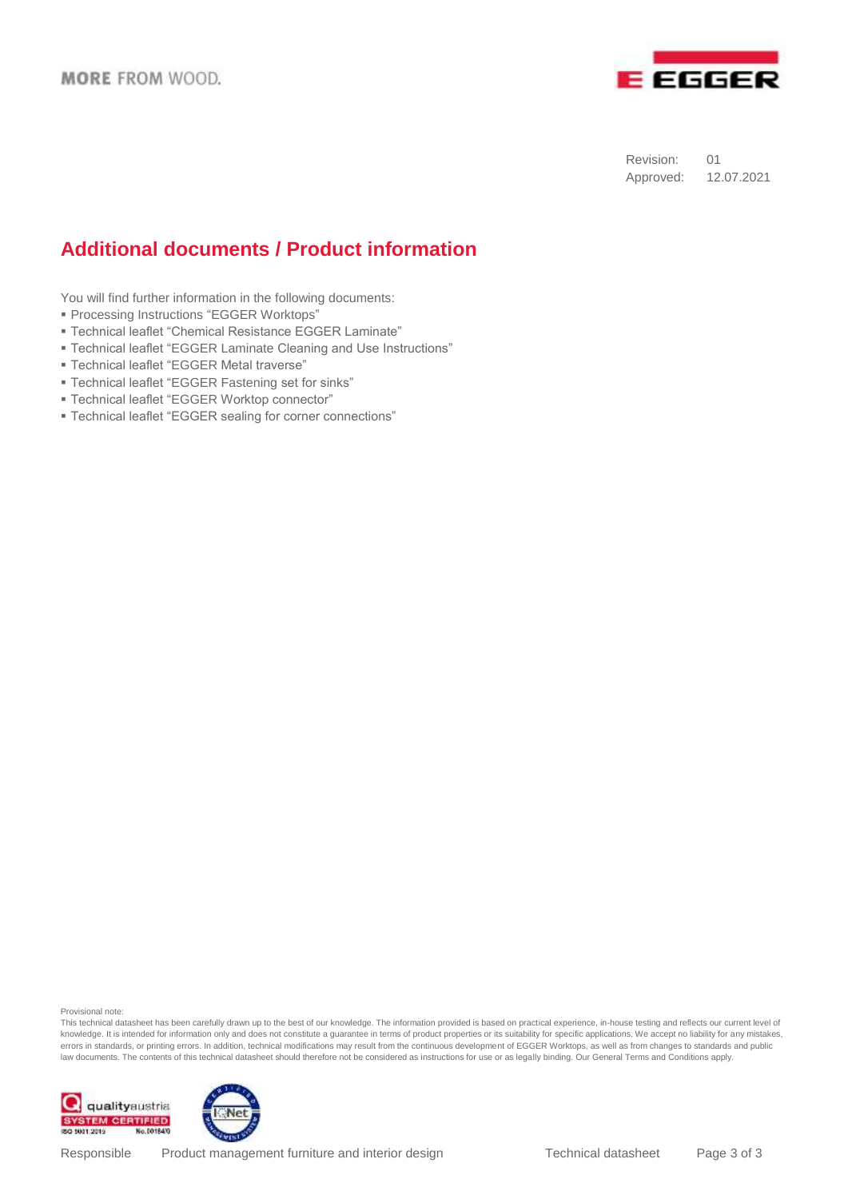Revision: 01
Approved: 12.07.2021

## Additional documents / Product information

You will find further information in the following documents:

- Processing Instructions “EGGER Worktops”
- Technical leaflet “Chemical Resistance EGGER Laminate”
- Technical leaflet “EGGER Laminate Cleaning and Use Instructions”
- Technical leaflet “EGGER Metal traverse”
- Technical leaflet “EGGER Fastening set for sinks”
- Technical leaflet “EGGER Worktop connector”
- Technical leaflet “EGGER sealing for corner connections”

Provisional note:
This technical datasheet has been carefully drawn up to the best of our knowledge. The information provided is based on practical experience, in-house testing and reflects our current level of knowledge. It is intended for information only and does not constitute a guarantee in terms of product properties or its suitability for specific applications. We accept no liability for any mistakes, errors in standards, or printing errors. In addition, technical modifications may result from the continuous development of EGGER Worktops, as well as from changes to standards and public law documents. The contents of this technical datasheet should therefore not be considered as instructions for use or as legally binding. Our General Terms and Conditions apply.

Responsible Product management furniture and interior design Technical datasheet